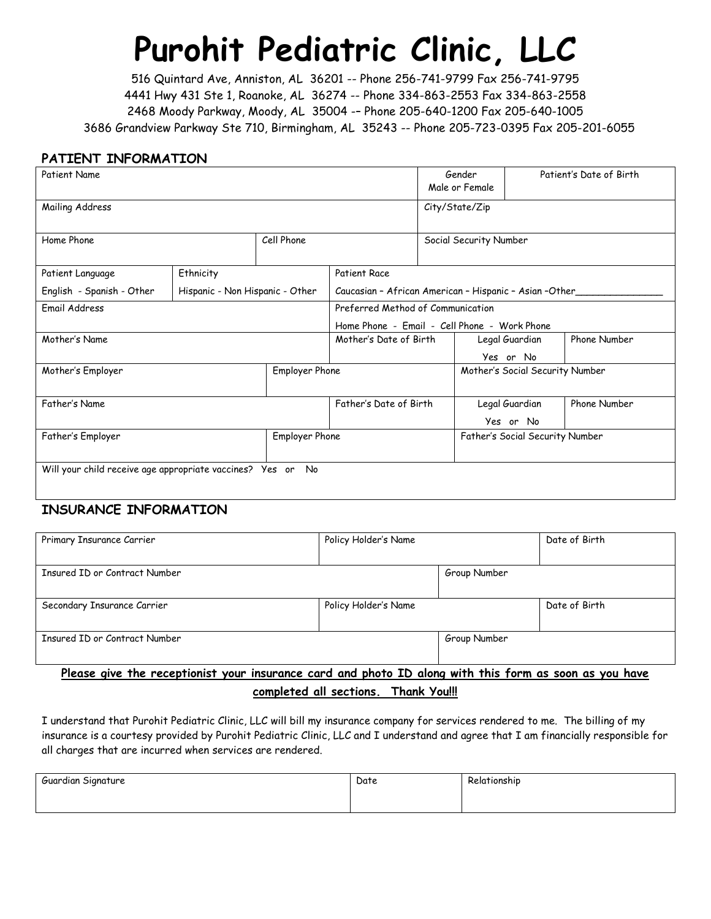# Purohit Pediatric Clinic, LLC

516 Quintard Ave, Anniston, AL 36201 -- Phone 256-741-9799 Fax 256-741-9795
4441 Hwy 431 Ste 1, Roanoke, AL 36274 -- Phone 334-863-2553 Fax 334-863-2558
2468 Moody Parkway, Moody, AL 35004 -– Phone 205-640-1200 Fax 205-640-1005
3686 Grandview Parkway Ste 710, Birmingham, AL 35243 -- Phone 205-723-0395 Fax 205-201-6055

## PATIENT INFORMATION

| Patient Name | | Gender<br>Male or Female | Patient's Date of Birth |
|---|---|---|---|
| Mailing Address | | City/State/Zip | |
| Home Phone | Cell Phone | Social Security Number | |

| Patient Language<br>English - Spanish - Other | Ethnicity<br>Hispanic - Non Hispanic - Other | Patient Race<br>Caucasian – African American – Hispanic – Asian –Other_______________ |
|---|---|---|
| Email Address | | Preferred Method of Communication<br>Home Phone - Email - Cell Phone - Work Phone |

| Mother's Name | | Mother's Date of Birth | Legal Guardian<br>Yes or No | Phone Number |
|---|---|---|---|---|
| Mother's Employer | Employer Phone | | Mother's Social Security Number | |
| Father's Name | | Father's Date of Birth | Legal Guardian<br>Yes or No | Phone Number |
| Father's Employer | Employer Phone | | Father's Social Security Number | |
| Will your child receive age appropriate vaccines? Yes or No | | | | |

## INSURANCE INFORMATION

| Primary Insurance Carrier | Policy Holder's Name | | Date of Birth |
|---|---|---|---|
| Insured ID or Contract Number | | Group Number | |
| Secondary Insurance Carrier | Policy Holder's Name | | Date of Birth |
| Insured ID or Contract Number | | Group Number | |

**Please give the receptionist your insurance card and photo ID along with this form as soon as you have completed all sections. Thank You!!!**

I understand that Purohit Pediatric Clinic, LLC will bill my insurance company for services rendered to me. The billing of my insurance is a courtesy provided by Purohit Pediatric Clinic, LLC and I understand and agree that I am financially responsible for all charges that are incurred when services are rendered.

| Guardian Signature | Date | Relationship |
|---|---|---|
| | | |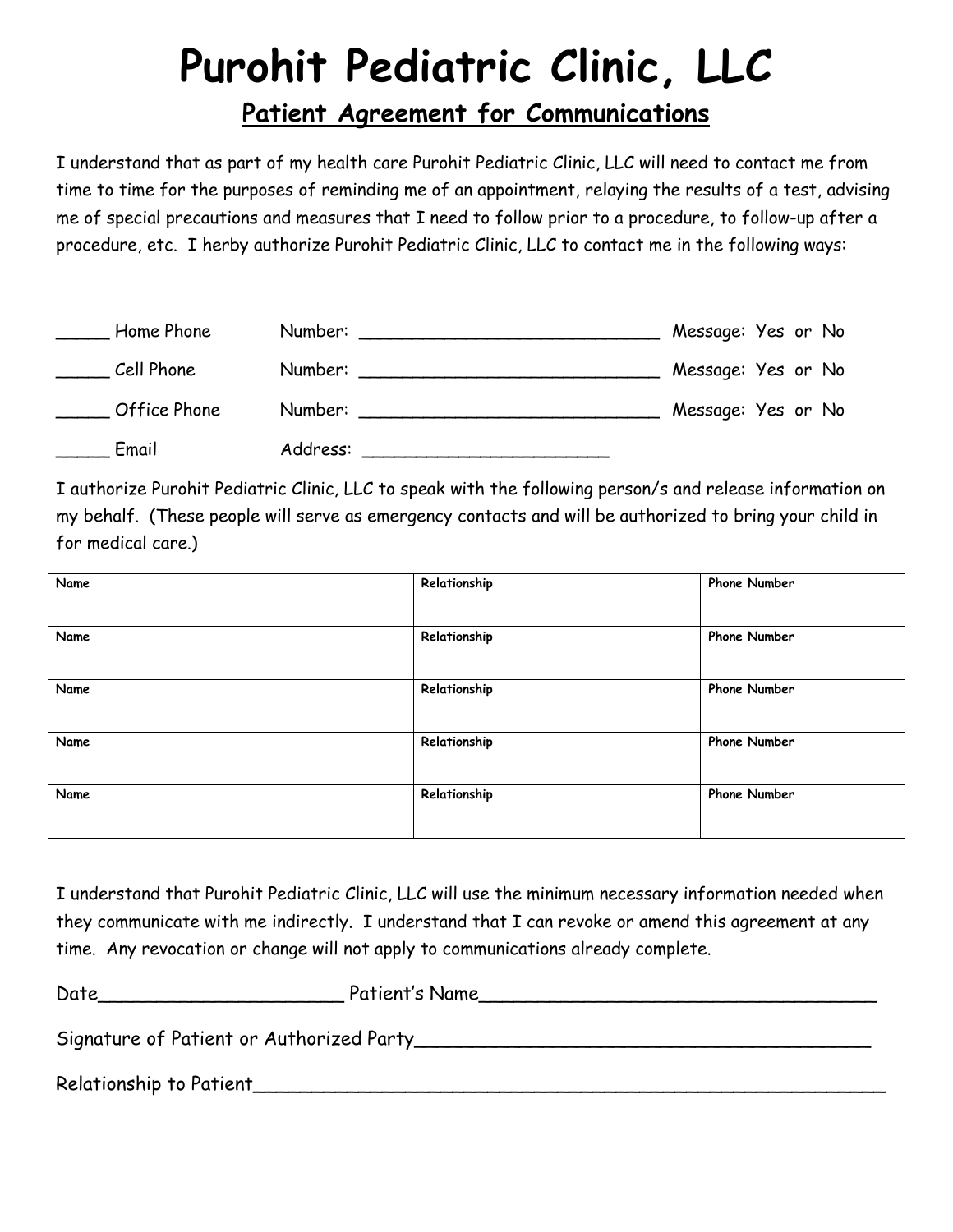# Purohit Pediatric Clinic, LLC

## Patient Agreement for Communications

I understand that as part of my health care Purohit Pediatric Clinic, LLC will need to contact me from time to time for the purposes of reminding me of an appointment, relaying the results of a test, advising me of special precautions and measures that I need to follow prior to a procedure, to follow-up after a procedure, etc. I herby authorize Purohit Pediatric Clinic, LLC to contact me in the following ways:

_____ Home Phone Number: ____________________________ Message: Yes or No

_____ Cell Phone Number: ____________________________ Message: Yes or No

_____ Office Phone Number: ____________________________ Message: Yes or No

_____ Email Address: _______________________

I authorize Purohit Pediatric Clinic, LLC to speak with the following person/s and release information on my behalf. (These people will serve as emergency contacts and will be authorized to bring your child in for medical care.)

| | | |
|---|---|---|
| Name | Relationship | Phone Number |
| Name | Relationship | Phone Number |
| Name | Relationship | Phone Number |
| Name | Relationship | Phone Number |
| Name | Relationship | Phone Number |

I understand that Purohit Pediatric Clinic, LLC will use the minimum necessary information needed when they communicate with me indirectly. I understand that I can revoke or amend this agreement at any time. Any revocation or change will not apply to communications already complete.

Date_____________________ Patient's Name___________________________________

Signature of Patient or Authorized Party________________________________________

Relationship to Patient________________________________________________________